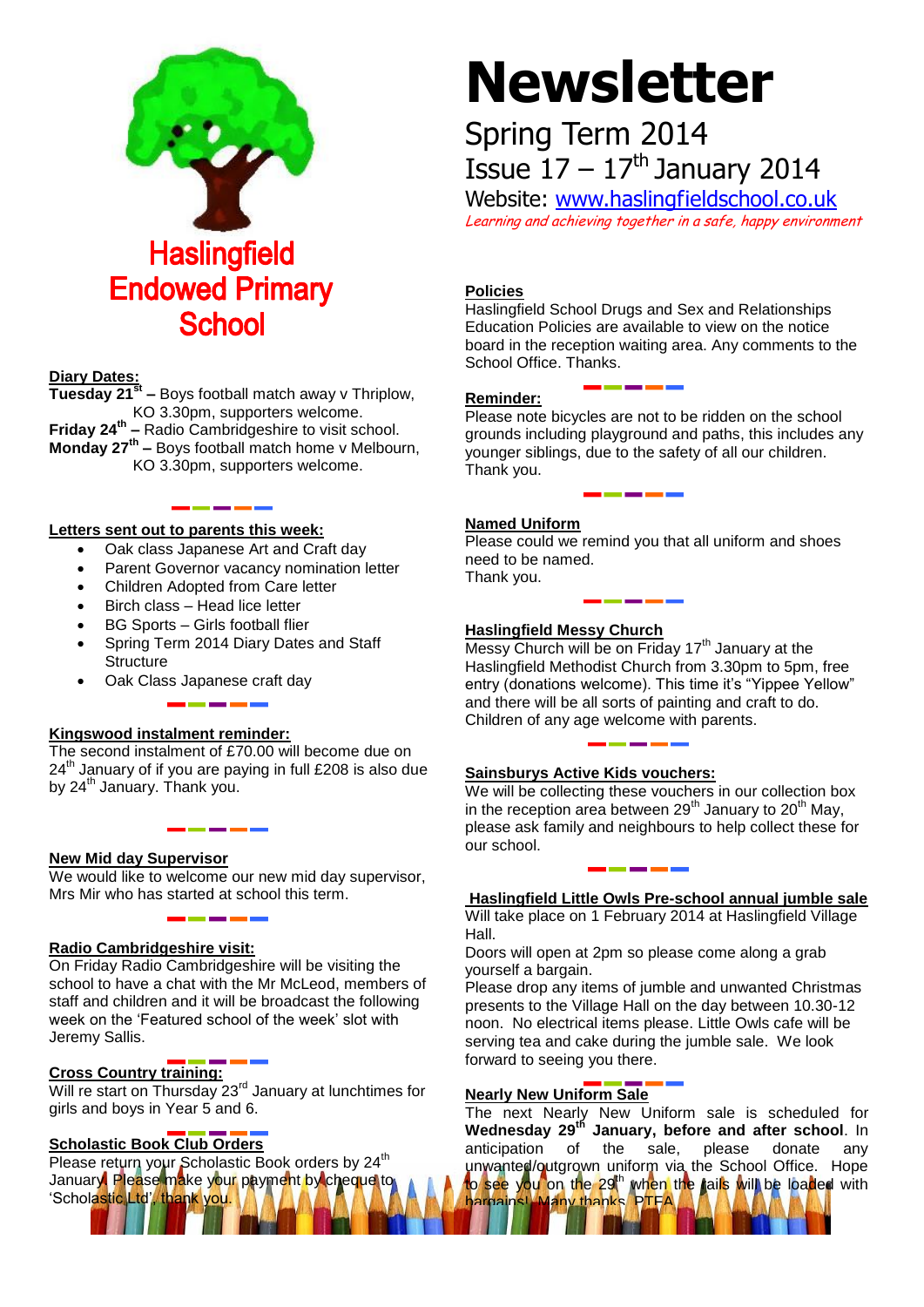# Haslingfield Endowed Primary School

# Newsletter

## Spring Term 2014
## Issue 17 – 17th January 2014

Website: www.haslingfieldschool.co.uk

*Learning and achieving together in a safe, happy environment*

### Diary Dates:

**Tuesday 21st –** Boys football match away v Thriplow, KO 3.30pm, supporters welcome.
**Friday 24th –** Radio Cambridgeshire to visit school.
**Monday 27th –** Boys football match home v Melbourn, KO 3.30pm, supporters welcome.

### Letters sent out to parents this week:

- Oak class Japanese Art and Craft day
- Parent Governor vacancy nomination letter
- Children Adopted from Care letter
- Birch class – Head lice letter
- BG Sports – Girls football flier
- Spring Term 2014 Diary Dates and Staff Structure
- Oak Class Japanese craft day

### Kingswood instalment reminder:

The second instalment of £70.00 will become due on 24th January of if you are paying in full £208 is also due by 24th January. Thank you.

### New Mid day Supervisor

We would like to welcome our new mid day supervisor, Mrs Mir who has started at school this term.

### Radio Cambridgeshire visit:

On Friday Radio Cambridgeshire will be visiting the school to have a chat with the Mr McLeod, members of staff and children and it will be broadcast the following week on the 'Featured school of the week' slot with Jeremy Sallis.

### Cross Country training:

Will re start on Thursday 23rd January at lunchtimes for girls and boys in Year 5 and 6.

### Scholastic Book Club Orders

Please return your Scholastic Book orders by 24th January. Please make your payment by cheque to 'Scholastic Ltd', thank you.

### Policies

Haslingfield School Drugs and Sex and Relationships Education Policies are available to view on the notice board in the reception waiting area. Any comments to the School Office. Thanks.

### Reminder:

Please note bicycles are not to be ridden on the school grounds including playground and paths, this includes any younger siblings, due to the safety of all our children. Thank you.

### Named Uniform

Please could we remind you that all uniform and shoes need to be named.
Thank you.

### Haslingfield Messy Church

Messy Church will be on Friday 17th January at the Haslingfield Methodist Church from 3.30pm to 5pm, free entry (donations welcome). This time it's "Yippee Yellow" and there will be all sorts of painting and craft to do. Children of any age welcome with parents.

### Sainsburys Active Kids vouchers:

We will be collecting these vouchers in our collection box in the reception area between 29th January to 20th May, please ask family and neighbours to help collect these for our school.

### Haslingfield Little Owls Pre-school annual jumble sale

Will take place on 1 February 2014 at Haslingfield Village Hall.

Doors will open at 2pm so please come along a grab yourself a bargain.

Please drop any items of jumble and unwanted Christmas presents to the Village Hall on the day between 10.30-12 noon. No electrical items please. Little Owls cafe will be serving tea and cake during the jumble sale. We look forward to seeing you there.

### Nearly New Uniform Sale

The next Nearly New Uniform sale is scheduled for **Wednesday 29th January, before and after school**. In anticipation of the sale, please donate any unwanted/outgrown uniform via the School Office. Hope to see you on the 29th when the rails will be loaded with bargains! Many thanks, PTFA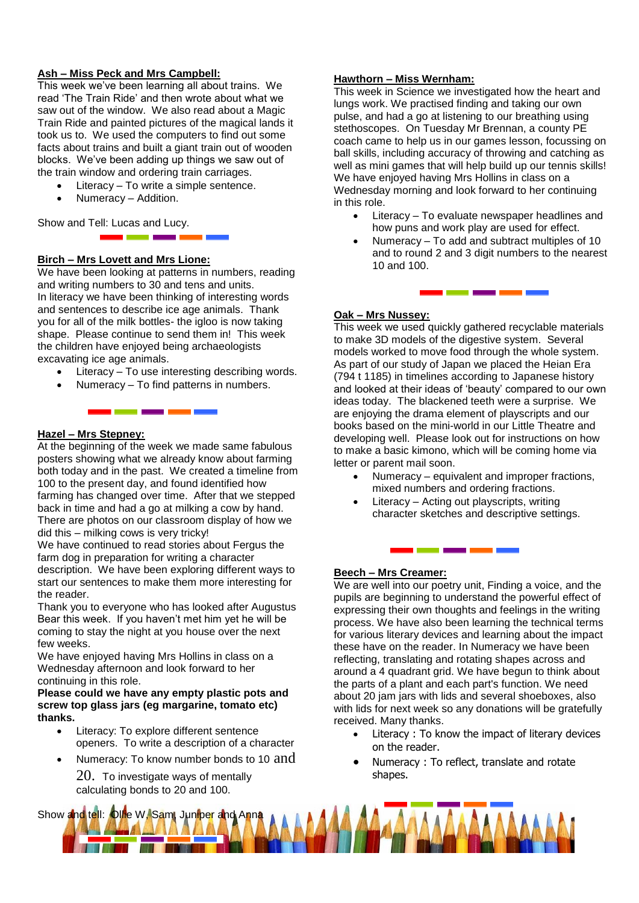## Ash – Miss Peck and Mrs Campbell:

This week we've been learning all about trains. We read 'The Train Ride' and then wrote about what we saw out of the window. We also read about a Magic Train Ride and painted pictures of the magical lands it took us to. We used the computers to find out some facts about trains and built a giant train out of wooden blocks. We've been adding up things we saw out of the train window and ordering train carriages.

- Literacy – To write a simple sentence.
- Numeracy – Addition.

Show and Tell: Lucas and Lucy.

## Birch – Mrs Lovett and Mrs Lione:

We have been looking at patterns in numbers, reading and writing numbers to 30 and tens and units.
In literacy we have been thinking of interesting words and sentences to describe ice age animals. Thank you for all of the milk bottles- the igloo is now taking shape. Please continue to send them in! This week the children have enjoyed being archaeologists excavating ice age animals.

- Literacy – To use interesting describing words.
- Numeracy – To find patterns in numbers.

## Hazel – Mrs Stepney:

At the beginning of the week we made same fabulous posters showing what we already know about farming both today and in the past. We created a timeline from 100 to the present day, and found identified how farming has changed over time. After that we stepped back in time and had a go at milking a cow by hand. There are photos on our classroom display of how we did this – milking cows is very tricky!
We have continued to read stories about Fergus the farm dog in preparation for writing a character description. We have been exploring different ways to start our sentences to make them more interesting for the reader.
Thank you to everyone who has looked after Augustus Bear this week. If you haven't met him yet he will be coming to stay the night at you house over the next few weeks.
We have enjoyed having Mrs Hollins in class on a Wednesday afternoon and look forward to her continuing in this role.
**Please could we have any empty plastic pots and screw top glass jars (eg margarine, tomato etc) thanks.**

- Literacy: To explore different sentence openers. To write a description of a character
- Numeracy: To know number bonds to 10 and 20. To investigate ways of mentally calculating bonds to 20 and 100.

Show and tell: Ollie W, Sam, Juniper and Anna

## Hawthorn – Miss Wernham:

This week in Science we investigated how the heart and lungs work. We practised finding and taking our own pulse, and had a go at listening to our breathing using stethoscopes. On Tuesday Mr Brennan, a county PE coach came to help us in our games lesson, focussing on ball skills, including accuracy of throwing and catching as well as mini games that will help build up our tennis skills! We have enjoyed having Mrs Hollins in class on a Wednesday morning and look forward to her continuing in this role.

- Literacy – To evaluate newspaper headlines and how puns and work play are used for effect.
- Numeracy – To add and subtract multiples of 10 and to round 2 and 3 digit numbers to the nearest 10 and 100.

## Oak – Mrs Nussey:

This week we used quickly gathered recyclable materials to make 3D models of the digestive system. Several models worked to move food through the whole system. As part of our study of Japan we placed the Heian Era (794 t 1185) in timelines according to Japanese history and looked at their ideas of 'beauty' compared to our own ideas today. The blackened teeth were a surprise. We are enjoying the drama element of playscripts and our books based on the mini-world in our Little Theatre and developing well. Please look out for instructions on how to make a basic kimono, which will be coming home via letter or parent mail soon.

- Numeracy – equivalent and improper fractions, mixed numbers and ordering fractions.
- Literacy – Acting out playscripts, writing character sketches and descriptive settings.

## Beech – Mrs Creamer:

We are well into our poetry unit, Finding a voice, and the pupils are beginning to understand the powerful effect of expressing their own thoughts and feelings in the writing process. We have also been learning the technical terms for various literary devices and learning about the impact these have on the reader. In Numeracy we have been reflecting, translating and rotating shapes across and around a 4 quadrant grid. We have begun to think about the parts of a plant and each part's function. We need about 20 jam jars with lids and several shoeboxes, also with lids for next week so any donations will be gratefully received. Many thanks.

- Literacy : To know the impact of literary devices on the reader.
- Numeracy : To reflect, translate and rotate shapes.